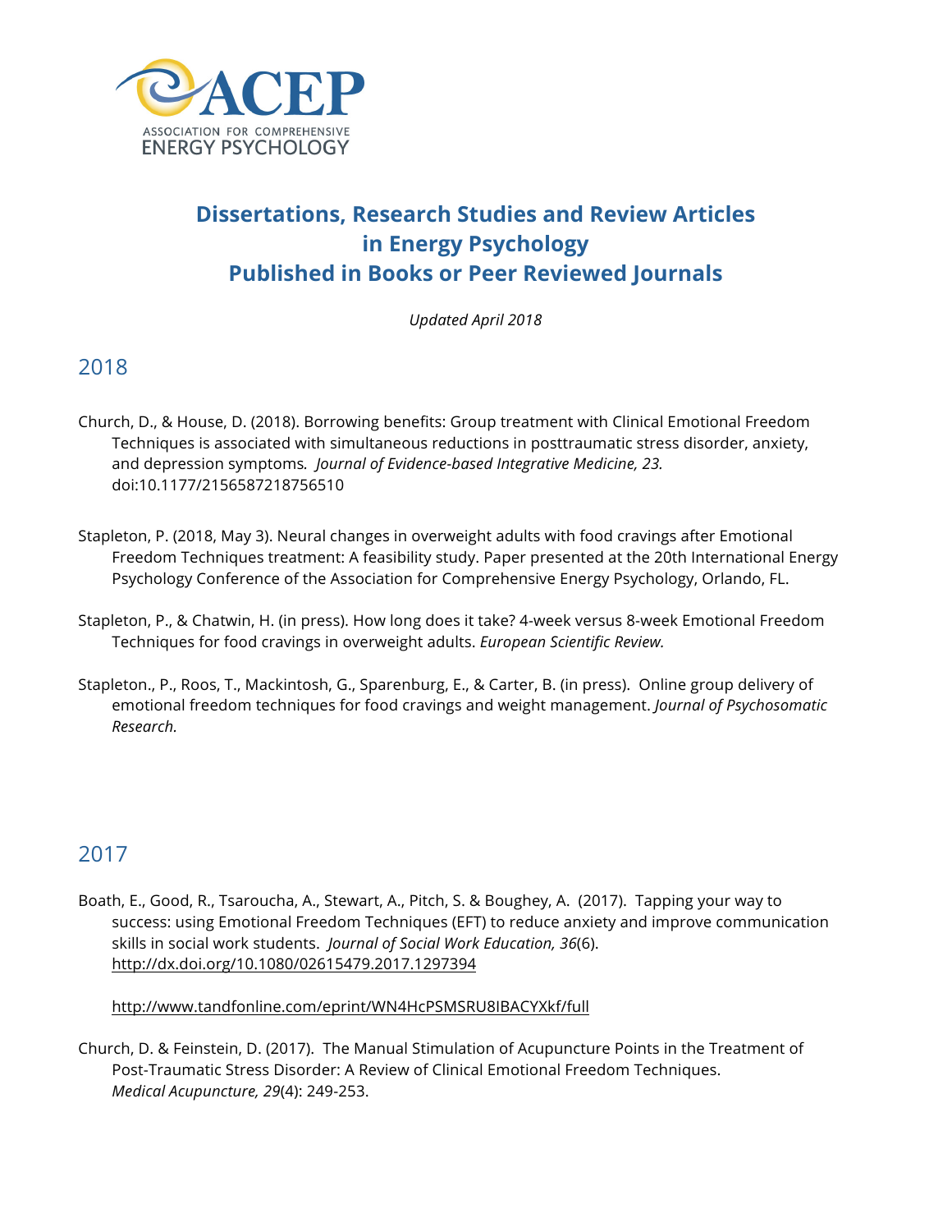ACEP
ASSOCIATION FOR COMPREHENSIVE
ENERGY PSYCHOLOGY

# Dissertations, Research Studies and Review Articles in Energy Psychology Published in Books or Peer Reviewed Journals

*Updated April 2018*

## 2018

Church, D., & House, D. (2018). Borrowing benefits: Group treatment with Clinical Emotional Freedom Techniques is associated with simultaneous reductions in posttraumatic stress disorder, anxiety, and depression symptoms. *Journal of Evidence-based Integrative Medicine, 23.* doi:10.1177/2156587218756510

Stapleton, P. (2018, May 3). Neural changes in overweight adults with food cravings after Emotional Freedom Techniques treatment: A feasibility study. Paper presented at the 20th International Energy Psychology Conference of the Association for Comprehensive Energy Psychology, Orlando, FL.

Stapleton, P., & Chatwin, H. (in press). How long does it take? 4-week versus 8-week Emotional Freedom Techniques for food cravings in overweight adults. *European Scientific Review.*

Stapleton., P., Roos, T., Mackintosh, G., Sparenburg, E., & Carter, B. (in press). Online group delivery of emotional freedom techniques for food cravings and weight management. *Journal of Psychosomatic Research.*

## 2017

Boath, E., Good, R., Tsaroucha, A., Stewart, A., Pitch, S. & Boughey, A. (2017). Tapping your way to success: using Emotional Freedom Techniques (EFT) to reduce anxiety and improve communication skills in social work students. *Journal of Social Work Education, 36*(6). http://dx.doi.org/10.1080/02615479.2017.1297394

http://www.tandfonline.com/eprint/WN4HcPSMSRU8IBACYXkf/full

Church, D. & Feinstein, D. (2017). The Manual Stimulation of Acupuncture Points in the Treatment of Post-Traumatic Stress Disorder: A Review of Clinical Emotional Freedom Techniques. *Medical Acupuncture, 29*(4): 249-253.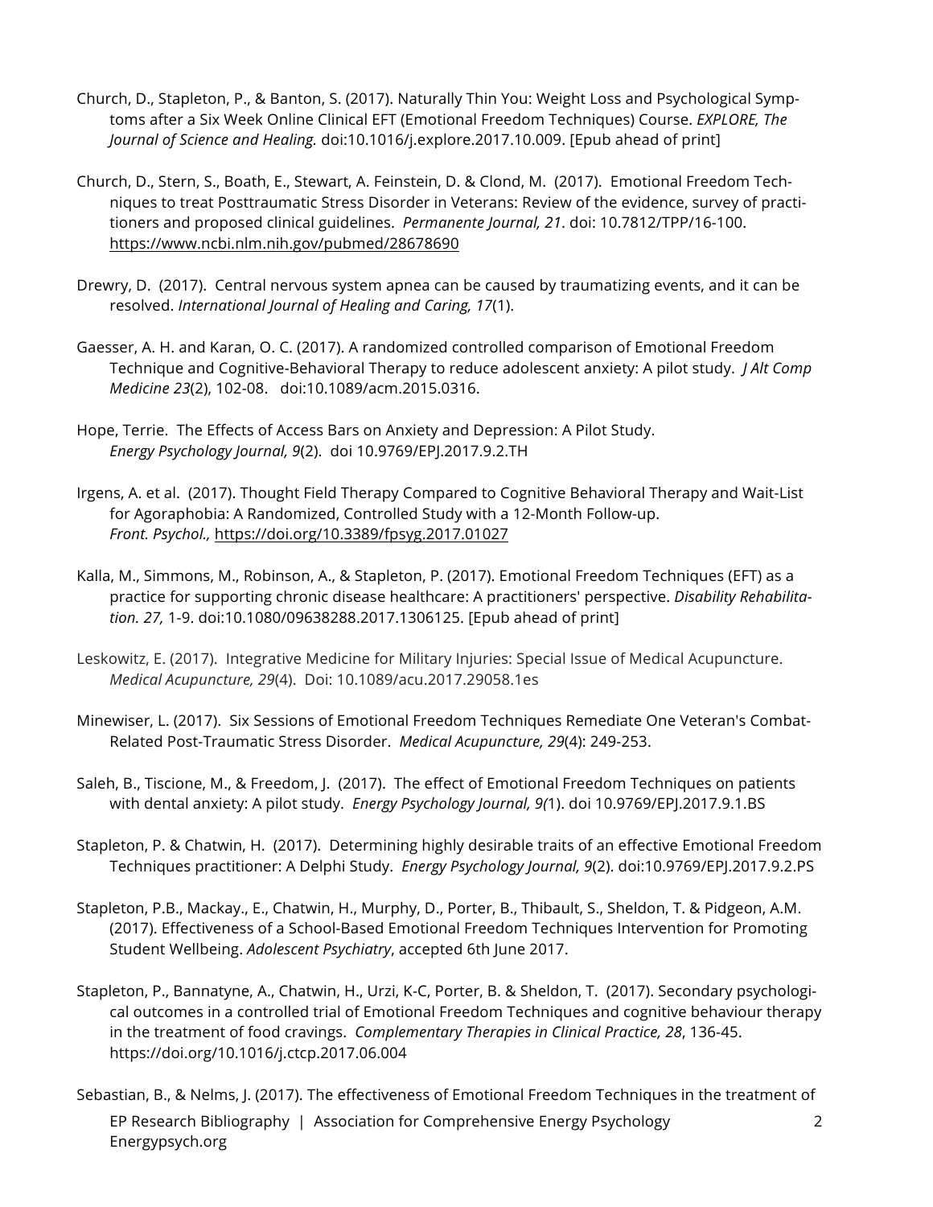Church, D., Stapleton, P., & Banton, S. (2017). Naturally Thin You: Weight Loss and Psychological Symptoms after a Six Week Online Clinical EFT (Emotional Freedom Techniques) Course. *EXPLORE, The Journal of Science and Healing.* doi:10.1016/j.explore.2017.10.009. [Epub ahead of print]

Church, D., Stern, S., Boath, E., Stewart, A. Feinstein, D. & Clond, M. (2017). Emotional Freedom Techniques to treat Posttraumatic Stress Disorder in Veterans: Review of the evidence, survey of practitioners and proposed clinical guidelines. *Permanente Journal, 21*. doi: 10.7812/TPP/16-100. https://www.ncbi.nlm.nih.gov/pubmed/28678690

Drewry, D. (2017). Central nervous system apnea can be caused by traumatizing events, and it can be resolved. *International Journal of Healing and Caring, 17*(1).

Gaesser, A. H. and Karan, O. C. (2017). A randomized controlled comparison of Emotional Freedom Technique and Cognitive-Behavioral Therapy to reduce adolescent anxiety: A pilot study. *J Alt Comp Medicine 23*(2), 102-08. doi:10.1089/acm.2015.0316.

Hope, Terrie. The Effects of Access Bars on Anxiety and Depression: A Pilot Study. *Energy Psychology Journal, 9*(2). doi 10.9769/EPJ.2017.9.2.TH

Irgens, A. et al. (2017). Thought Field Therapy Compared to Cognitive Behavioral Therapy and Wait-List for Agoraphobia: A Randomized, Controlled Study with a 12-Month Follow-up. *Front. Psychol.,* https://doi.org/10.3389/fpsyg.2017.01027

Kalla, M., Simmons, M., Robinson, A., & Stapleton, P. (2017). Emotional Freedom Techniques (EFT) as a practice for supporting chronic disease healthcare: A practitioners' perspective. *Disability Rehabilitation. 27,* 1-9. doi:10.1080/09638288.2017.1306125. [Epub ahead of print]

Leskowitz, E. (2017). Integrative Medicine for Military Injuries: Special Issue of Medical Acupuncture. *Medical Acupuncture, 29*(4). Doi: 10.1089/acu.2017.29058.1es

Minewiser, L. (2017). Six Sessions of Emotional Freedom Techniques Remediate One Veteran's Combat-Related Post-Traumatic Stress Disorder. *Medical Acupuncture, 29*(4): 249-253.

Saleh, B., Tiscione, M., & Freedom, J. (2017). The effect of Emotional Freedom Techniques on patients with dental anxiety: A pilot study. *Energy Psychology Journal, 9(*1). doi 10.9769/EPJ.2017.9.1.BS

Stapleton, P. & Chatwin, H. (2017). Determining highly desirable traits of an effective Emotional Freedom Techniques practitioner: A Delphi Study. *Energy Psychology Journal, 9*(2). doi:10.9769/EPJ.2017.9.2.PS

Stapleton, P.B., Mackay., E., Chatwin, H., Murphy, D., Porter, B., Thibault, S., Sheldon, T. & Pidgeon, A.M. (2017). Effectiveness of a School-Based Emotional Freedom Techniques Intervention for Promoting Student Wellbeing. *Adolescent Psychiatry*, accepted 6th June 2017.

Stapleton, P., Bannatyne, A., Chatwin, H., Urzi, K-C, Porter, B. & Sheldon, T. (2017). Secondary psychological outcomes in a controlled trial of Emotional Freedom Techniques and cognitive behaviour therapy in the treatment of food cravings. *Complementary Therapies in Clinical Practice, 28*, 136-45. https://doi.org/10.1016/j.ctcp.2017.06.004

Sebastian, B., & Nelms, J. (2017). The effectiveness of Emotional Freedom Techniques in the treatment of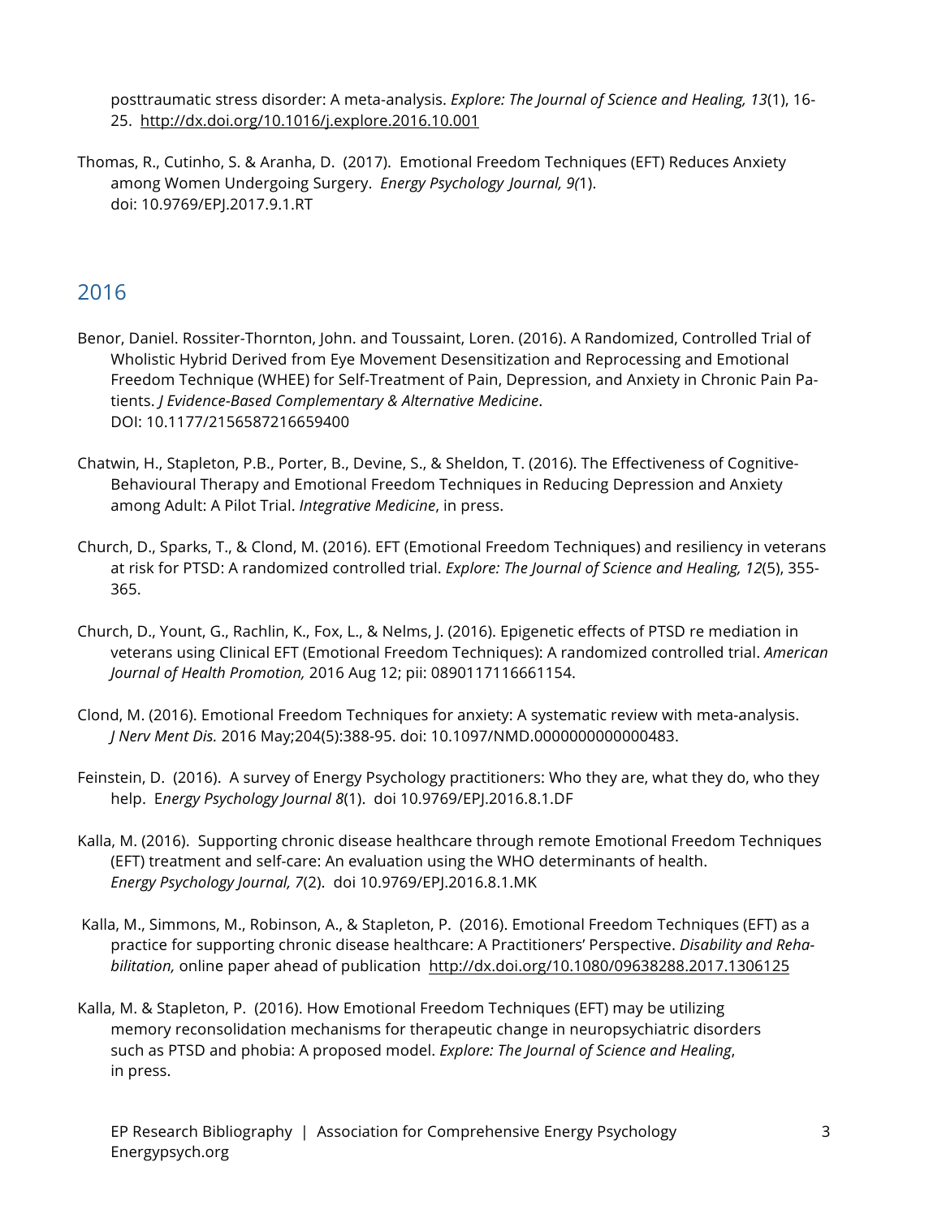posttraumatic stress disorder: A meta-analysis. *Explore: The Journal of Science and Healing, 13*(1), 16-25. http://dx.doi.org/10.1016/j.explore.2016.10.001

Thomas, R., Cutinho, S. & Aranha, D. (2017). Emotional Freedom Techniques (EFT) Reduces Anxiety among Women Undergoing Surgery. *Energy Psychology Journal, 9(*1). doi: 10.9769/EPJ.2017.9.1.RT

## 2016

Benor, Daniel. Rossiter-Thornton, John. and Toussaint, Loren. (2016). A Randomized, Controlled Trial of Wholistic Hybrid Derived from Eye Movement Desensitization and Reprocessing and Emotional Freedom Technique (WHEE) for Self-Treatment of Pain, Depression, and Anxiety in Chronic Pain Patients. *J Evidence-Based Complementary & Alternative Medicine*. DOI: 10.1177/2156587216659400

Chatwin, H., Stapleton, P.B., Porter, B., Devine, S., & Sheldon, T. (2016). The Effectiveness of Cognitive-Behavioural Therapy and Emotional Freedom Techniques in Reducing Depression and Anxiety among Adult: A Pilot Trial. *Integrative Medicine*, in press.

Church, D., Sparks, T., & Clond, M. (2016). EFT (Emotional Freedom Techniques) and resiliency in veterans at risk for PTSD: A randomized controlled trial. *Explore: The Journal of Science and Healing, 12*(5), 355-365.

Church, D., Yount, G., Rachlin, K., Fox, L., & Nelms, J. (2016). Epigenetic effects of PTSD re mediation in veterans using Clinical EFT (Emotional Freedom Techniques): A randomized controlled trial. *American Journal of Health Promotion,* 2016 Aug 12; pii: 0890117116661154.

Clond, M. (2016). Emotional Freedom Techniques for anxiety: A systematic review with meta-analysis. *J Nerv Ment Dis.* 2016 May;204(5):388-95. doi: 10.1097/NMD.0000000000000483.

Feinstein, D. (2016). A survey of Energy Psychology practitioners: Who they are, what they do, who they help. E*nergy Psychology Journal 8*(1). doi 10.9769/EPJ.2016.8.1.DF

Kalla, M. (2016). Supporting chronic disease healthcare through remote Emotional Freedom Techniques (EFT) treatment and self-care: An evaluation using the WHO determinants of health. *Energy Psychology Journal, 7*(2). doi 10.9769/EPJ.2016.8.1.MK

Kalla, M., Simmons, M., Robinson, A., & Stapleton, P. (2016). Emotional Freedom Techniques (EFT) as a practice for supporting chronic disease healthcare: A Practitioners' Perspective. *Disability and Rehabilitation,* online paper ahead of publication http://dx.doi.org/10.1080/09638288.2017.1306125

Kalla, M. & Stapleton, P. (2016). How Emotional Freedom Techniques (EFT) may be utilizing memory reconsolidation mechanisms for therapeutic change in neuropsychiatric disorders such as PTSD and phobia: A proposed model. *Explore: The Journal of Science and Healing*, in press.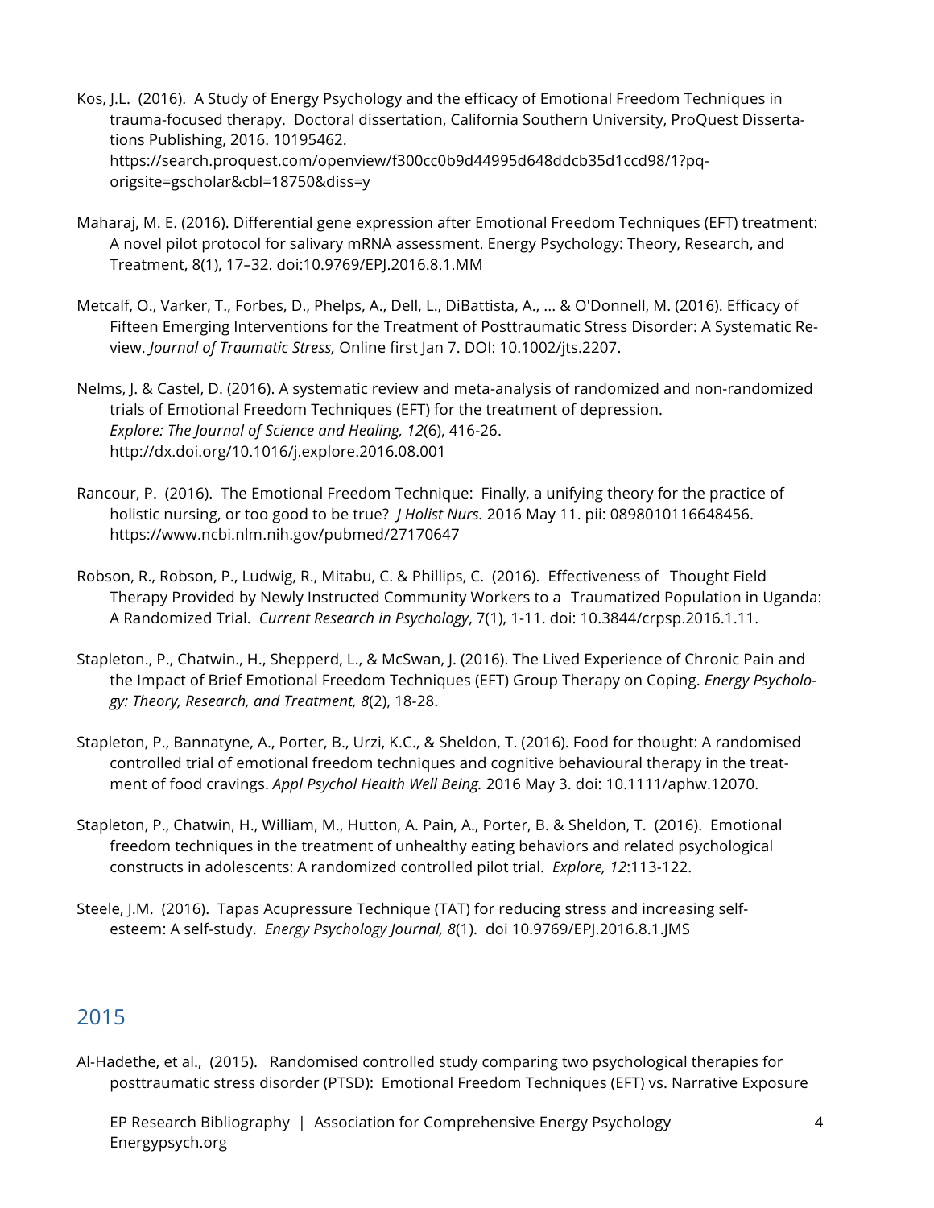Kos, J.L. (2016). A Study of Energy Psychology and the efficacy of Emotional Freedom Techniques in trauma-focused therapy. Doctoral dissertation, California Southern University, ProQuest Dissertations Publishing, 2016. 10195462. https://search.proquest.com/openview/f300cc0b9d44995d648ddcb35d1ccd98/1?pq-origsite=gscholar&cbl=18750&diss=y

Maharaj, M. E. (2016). Differential gene expression after Emotional Freedom Techniques (EFT) treatment: A novel pilot protocol for salivary mRNA assessment. Energy Psychology: Theory, Research, and Treatment, 8(1), 17–32. doi:10.9769/EPJ.2016.8.1.MM

Metcalf, O., Varker, T., Forbes, D., Phelps, A., Dell, L., DiBattista, A., ... & O'Donnell, M. (2016). Efficacy of Fifteen Emerging Interventions for the Treatment of Posttraumatic Stress Disorder: A Systematic Review. *Journal of Traumatic Stress,* Online first Jan 7. DOI: 10.1002/jts.2207.

Nelms, J. & Castel, D. (2016). A systematic review and meta-analysis of randomized and non-randomized trials of Emotional Freedom Techniques (EFT) for the treatment of depression. *Explore: The Journal of Science and Healing, 12*(6), 416-26. http://dx.doi.org/10.1016/j.explore.2016.08.001

Rancour, P. (2016). The Emotional Freedom Technique: Finally, a unifying theory for the practice of holistic nursing, or too good to be true? *J Holist Nurs.* 2016 May 11. pii: 0898010116648456. https://www.ncbi.nlm.nih.gov/pubmed/27170647

Robson, R., Robson, P., Ludwig, R., Mitabu, C. & Phillips, C. (2016). Effectiveness of Thought Field Therapy Provided by Newly Instructed Community Workers to a Traumatized Population in Uganda: A Randomized Trial. *Current Research in Psychology*, 7(1), 1-11. doi: 10.3844/crpsp.2016.1.11.

Stapleton., P., Chatwin., H., Shepperd, L., & McSwan, J. (2016). The Lived Experience of Chronic Pain and the Impact of Brief Emotional Freedom Techniques (EFT) Group Therapy on Coping. *Energy Psychology: Theory, Research, and Treatment, 8*(2), 18-28.

Stapleton, P., Bannatyne, A., Porter, B., Urzi, K.C., & Sheldon, T. (2016). Food for thought: A randomised controlled trial of emotional freedom techniques and cognitive behavioural therapy in the treatment of food cravings. *Appl Psychol Health Well Being.* 2016 May 3. doi: 10.1111/aphw.12070.

Stapleton, P., Chatwin, H., William, M., Hutton, A. Pain, A., Porter, B. & Sheldon, T. (2016). Emotional freedom techniques in the treatment of unhealthy eating behaviors and related psychological constructs in adolescents: A randomized controlled pilot trial. *Explore, 12*:113-122.

Steele, J.M. (2016). Tapas Acupressure Technique (TAT) for reducing stress and increasing self-esteem: A self-study. *Energy Psychology Journal, 8*(1). doi 10.9769/EPJ.2016.8.1.JMS

## 2015

Al-Hadethe, et al., (2015). Randomised controlled study comparing two psychological therapies for posttraumatic stress disorder (PTSD): Emotional Freedom Techniques (EFT) vs. Narrative Exposure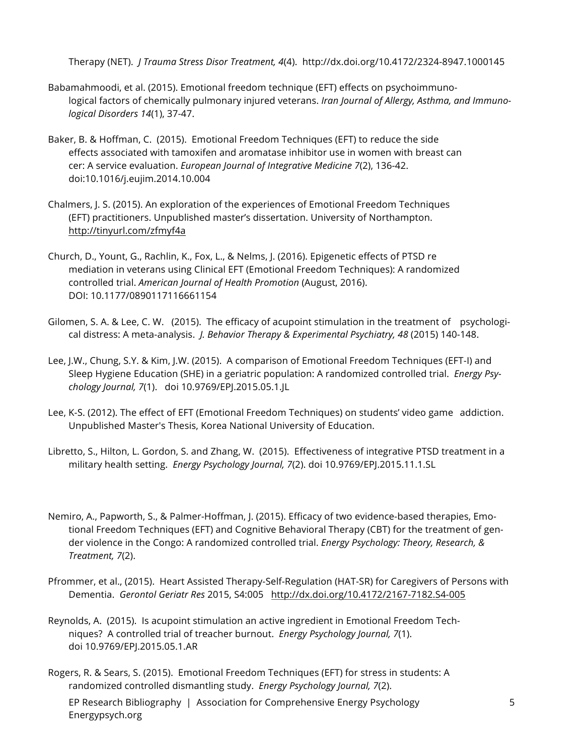Therapy (NET). *J Trauma Stress Disor Treatment, 4*(4). http://dx.doi.org/10.4172/2324-8947.1000145

Babamahmoodi, et al. (2015). Emotional freedom technique (EFT) effects on psychoimmunological factors of chemically pulmonary injured veterans. *Iran Journal of Allergy, Asthma, and Immunological Disorders 14*(1), 37-47.

Baker, B. & Hoffman, C. (2015). Emotional Freedom Techniques (EFT) to reduce the side effects associated with tamoxifen and aromatase inhibitor use in women with breast cancer: A service evaluation. *European Journal of Integrative Medicine 7*(2), 136-42. doi:10.1016/j.eujim.2014.10.004

Chalmers, J. S. (2015). An exploration of the experiences of Emotional Freedom Techniques (EFT) practitioners. Unpublished master's dissertation. University of Northampton. http://tinyurl.com/zfmyf4a

Church, D., Yount, G., Rachlin, K., Fox, L., & Nelms, J. (2016). Epigenetic effects of PTSD remediation in veterans using Clinical EFT (Emotional Freedom Techniques): A randomized controlled trial. *American Journal of Health Promotion* (August, 2016). DOI: 10.1177/0890117116661154

Gilomen, S. A. & Lee, C. W. (2015). The efficacy of acupoint stimulation in the treatment of psychological distress: A meta-analysis. *J. Behavior Therapy & Experimental Psychiatry, 48* (2015) 140-148.

Lee, J.W., Chung, S.Y. & Kim, J.W. (2015). A comparison of Emotional Freedom Techniques (EFT-I) and Sleep Hygiene Education (SHE) in a geriatric population: A randomized controlled trial. *Energy Psychology Journal, 7*(1). doi 10.9769/EPJ.2015.05.1.JL

Lee, K-S. (2012). The effect of EFT (Emotional Freedom Techniques) on students' video game addiction. Unpublished Master's Thesis, Korea National University of Education.

Libretto, S., Hilton, L. Gordon, S. and Zhang, W. (2015). Effectiveness of integrative PTSD treatment in a military health setting. *Energy Psychology Journal, 7*(2). doi 10.9769/EPJ.2015.11.1.SL

Nemiro, A., Papworth, S., & Palmer-Hoffman, J. (2015). Efficacy of two evidence-based therapies, Emotional Freedom Techniques (EFT) and Cognitive Behavioral Therapy (CBT) for the treatment of gender violence in the Congo: A randomized controlled trial. *Energy Psychology: Theory, Research, & Treatment, 7*(2).

Pfrommer, et al., (2015). Heart Assisted Therapy-Self-Regulation (HAT-SR) for Caregivers of Persons with Dementia. *Gerontol Geriatr Res* 2015, S4:005 http://dx.doi.org/10.4172/2167-7182.S4-005

Reynolds, A. (2015). Is acupoint stimulation an active ingredient in Emotional Freedom Techniques? A controlled trial of treacher burnout. *Energy Psychology Journal, 7*(1). doi 10.9769/EPJ.2015.05.1.AR

Rogers, R. & Sears, S. (2015). Emotional Freedom Techniques (EFT) for stress in students: A randomized controlled dismantling study. *Energy Psychology Journal, 7*(2).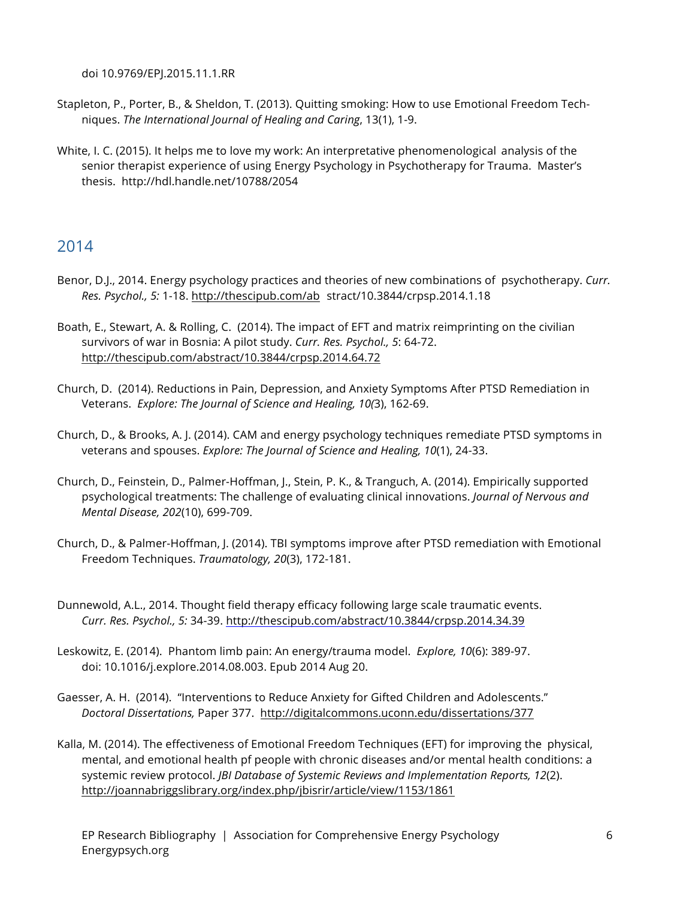doi 10.9769/EPJ.2015.11.1.RR

Stapleton, P., Porter, B., & Sheldon, T. (2013). Quitting smoking: How to use Emotional Freedom Techniques. *The International Journal of Healing and Caring*, 13(1), 1-9.

White, I. C. (2015). It helps me to love my work: An interpretative phenomenological analysis of the senior therapist experience of using Energy Psychology in Psychotherapy for Trauma. Master's thesis. http://hdl.handle.net/10788/2054

## 2014

Benor, D.J., 2014. Energy psychology practices and theories of new combinations of psychotherapy. *Curr. Res. Psychol., 5:* 1-18. http://thescipub.com/abstract/10.3844/crpsp.2014.1.18

Boath, E., Stewart, A. & Rolling, C. (2014). The impact of EFT and matrix reimprinting on the civilian survivors of war in Bosnia: A pilot study. *Curr. Res. Psychol., 5*: 64-72. http://thescipub.com/abstract/10.3844/crpsp.2014.64.72

Church, D. (2014). Reductions in Pain, Depression, and Anxiety Symptoms After PTSD Remediation in Veterans. *Explore: The Journal of Science and Healing, 10(*3), 162-69.

Church, D., & Brooks, A. J. (2014). CAM and energy psychology techniques remediate PTSD symptoms in veterans and spouses. *Explore: The Journal of Science and Healing, 10*(1), 24-33.

Church, D., Feinstein, D., Palmer-Hoffman, J., Stein, P. K., & Tranguch, A. (2014). Empirically supported psychological treatments: The challenge of evaluating clinical innovations. *Journal of Nervous and Mental Disease, 202*(10), 699-709.

Church, D., & Palmer-Hoffman, J. (2014). TBI symptoms improve after PTSD remediation with Emotional Freedom Techniques. *Traumatology, 20*(3), 172-181.

Dunnewold, A.L., 2014. Thought field therapy efficacy following large scale traumatic events. *Curr. Res. Psychol., 5:* 34-39. http://thescipub.com/abstract/10.3844/crpsp.2014.34.39

Leskowitz, E. (2014). Phantom limb pain: An energy/trauma model. *Explore, 10*(6): 389-97. doi: 10.1016/j.explore.2014.08.003. Epub 2014 Aug 20.

Gaesser, A. H. (2014). "Interventions to Reduce Anxiety for Gifted Children and Adolescents." *Doctoral Dissertations,* Paper 377. http://digitalcommons.uconn.edu/dissertations/377

Kalla, M. (2014). The effectiveness of Emotional Freedom Techniques (EFT) for improving the physical, mental, and emotional health pf people with chronic diseases and/or mental health conditions: a systemic review protocol. *JBI Database of Systemic Reviews and Implementation Reports, 12*(2). http://joannabriggslibrary.org/index.php/jbisrir/article/view/1153/1861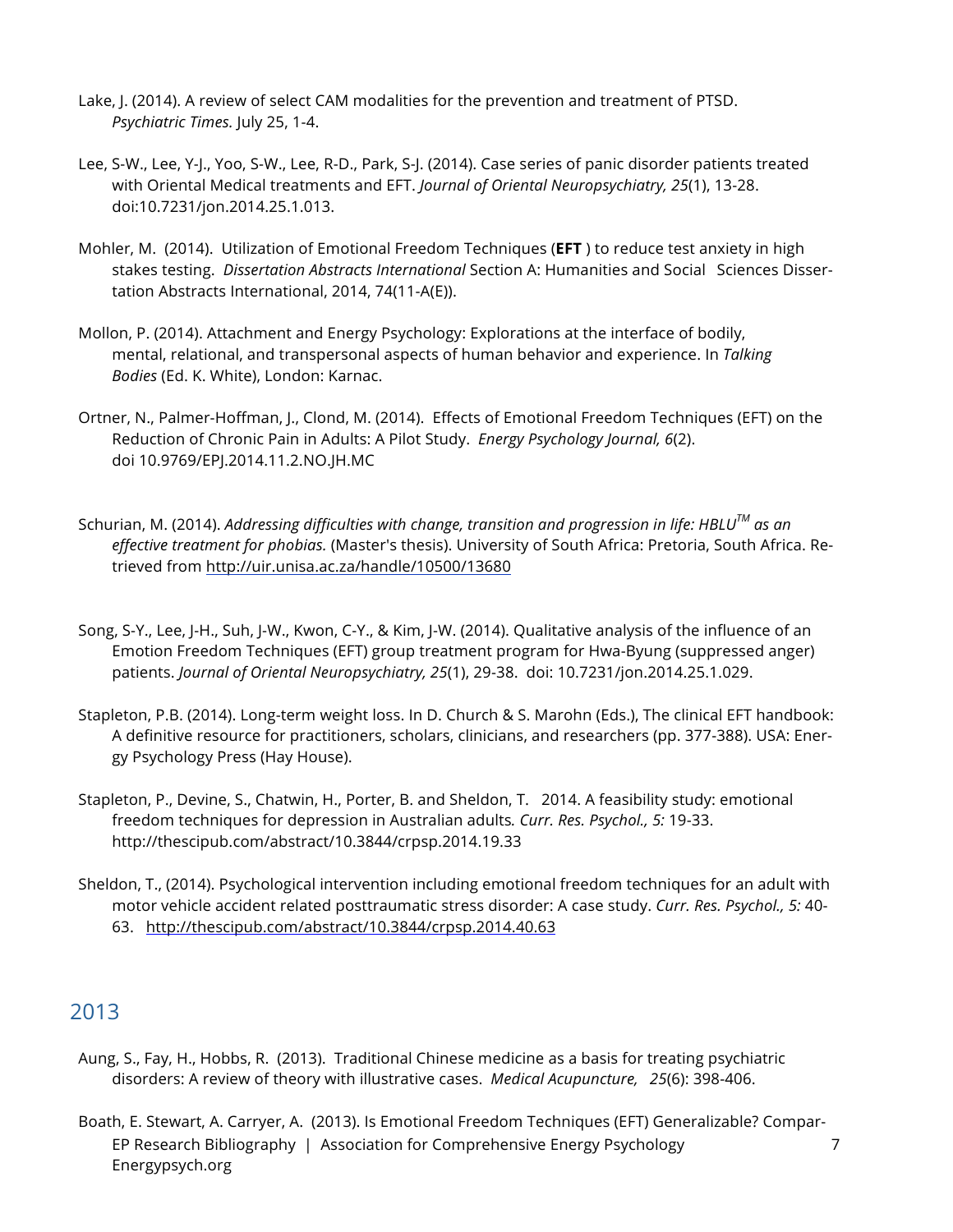Lake, J. (2014). A review of select CAM modalities for the prevention and treatment of PTSD. *Psychiatric Times.* July 25, 1-4.

Lee, S-W., Lee, Y-J., Yoo, S-W., Lee, R-D., Park, S-J. (2014). Case series of panic disorder patients treated with Oriental Medical treatments and EFT. *Journal of Oriental Neuropsychiatry, 25*(1), 13-28. doi:10.7231/jon.2014.25.1.013.

Mohler, M. (2014). Utilization of Emotional Freedom Techniques (**EFT** ) to reduce test anxiety in high stakes testing. *Dissertation Abstracts International* Section A: Humanities and Social Sciences Dissertation Abstracts International, 2014, 74(11-A(E)).

Mollon, P. (2014). Attachment and Energy Psychology: Explorations at the interface of bodily, mental, relational, and transpersonal aspects of human behavior and experience. In *Talking Bodies* (Ed. K. White), London: Karnac.

Ortner, N., Palmer-Hoffman, J., Clond, M. (2014). Effects of Emotional Freedom Techniques (EFT) on the Reduction of Chronic Pain in Adults: A Pilot Study. *Energy Psychology Journal, 6*(2). doi 10.9769/EPJ.2014.11.2.NO.JH.MC

Schurian, M. (2014). *Addressing difficulties with change, transition and progression in life: HBLU™ as an effective treatment for phobias.* (Master's thesis). University of South Africa: Pretoria, South Africa. Retrieved from http://uir.unisa.ac.za/handle/10500/13680

Song, S-Y., Lee, J-H., Suh, J-W., Kwon, C-Y., & Kim, J-W. (2014). Qualitative analysis of the influence of an Emotion Freedom Techniques (EFT) group treatment program for Hwa-Byung (suppressed anger) patients. *Journal of Oriental Neuropsychiatry, 25*(1), 29-38. doi: 10.7231/jon.2014.25.1.029.

Stapleton, P.B. (2014). Long-term weight loss. In D. Church & S. Marohn (Eds.), The clinical EFT handbook: A definitive resource for practitioners, scholars, clinicians, and researchers (pp. 377-388). USA: Energy Psychology Press (Hay House).

Stapleton, P., Devine, S., Chatwin, H., Porter, B. and Sheldon, T. 2014. A feasibility study: emotional freedom techniques for depression in Australian adults*. Curr. Res. Psychol., 5:* 19-33. http://thescipub.com/abstract/10.3844/crpsp.2014.19.33

Sheldon, T., (2014). Psychological intervention including emotional freedom techniques for an adult with motor vehicle accident related posttraumatic stress disorder: A case study. *Curr. Res. Psychol., 5:* 40-63. http://thescipub.com/abstract/10.3844/crpsp.2014.40.63

## 2013

Aung, S., Fay, H., Hobbs, R. (2013). Traditional Chinese medicine as a basis for treating psychiatric disorders: A review of theory with illustrative cases. *Medical Acupuncture, 25*(6): 398-406.

Boath, E. Stewart, A. Carryer, A. (2013). Is Emotional Freedom Techniques (EFT) Generalizable? Compar-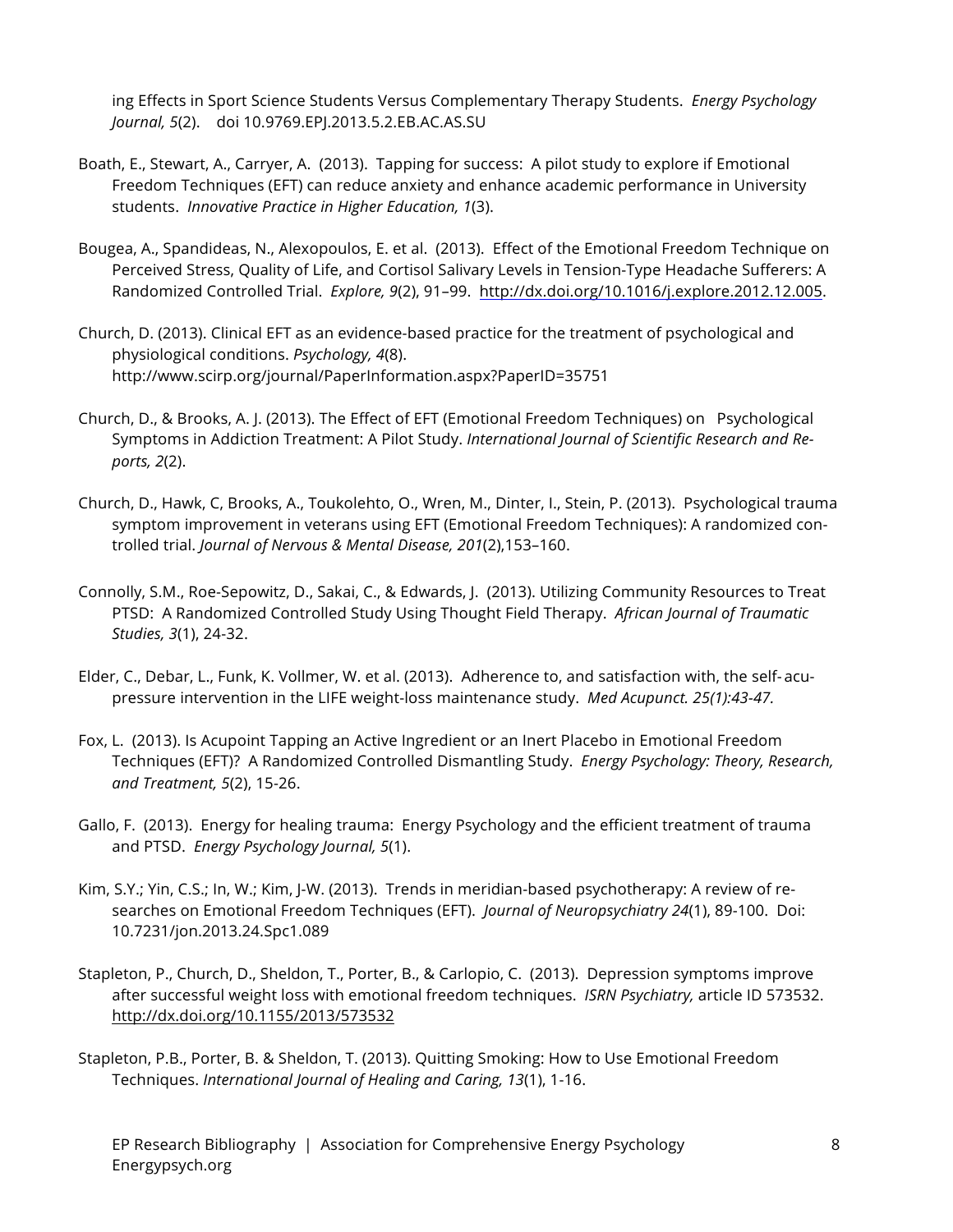ing Effects in Sport Science Students Versus Complementary Therapy Students. *Energy Psychology Journal, 5*(2). doi 10.9769.EPJ.2013.5.2.EB.AC.AS.SU

Boath, E., Stewart, A., Carryer, A. (2013). Tapping for success: A pilot study to explore if Emotional Freedom Techniques (EFT) can reduce anxiety and enhance academic performance in University students. *Innovative Practice in Higher Education, 1*(3).

Bougea, A., Spandideas, N., Alexopoulos, E. et al. (2013). Effect of the Emotional Freedom Technique on Perceived Stress, Quality of Life, and Cortisol Salivary Levels in Tension-Type Headache Sufferers: A Randomized Controlled Trial. *Explore, 9*(2), 91–99. http://dx.doi.org/10.1016/j.explore.2012.12.005.

Church, D. (2013). Clinical EFT as an evidence-based practice for the treatment of psychological and physiological conditions. *Psychology, 4*(8). http://www.scirp.org/journal/PaperInformation.aspx?PaperID=35751

Church, D., & Brooks, A. J. (2013). The Effect of EFT (Emotional Freedom Techniques) on Psychological Symptoms in Addiction Treatment: A Pilot Study. *International Journal of Scientific Research and Reports, 2*(2).

Church, D., Hawk, C, Brooks, A., Toukolehto, O., Wren, M., Dinter, I., Stein, P. (2013). Psychological trauma symptom improvement in veterans using EFT (Emotional Freedom Techniques): A randomized controlled trial. *Journal of Nervous & Mental Disease, 201*(2),153–160.

Connolly, S.M., Roe-Sepowitz, D., Sakai, C., & Edwards, J. (2013). Utilizing Community Resources to Treat PTSD: A Randomized Controlled Study Using Thought Field Therapy. *African Journal of Traumatic Studies, 3*(1), 24-32.

Elder, C., Debar, L., Funk, K. Vollmer, W. et al. (2013). Adherence to, and satisfaction with, the self- acupressure intervention in the LIFE weight-loss maintenance study. *Med Acupunct. 25(1):43-47.*

Fox, L. (2013). Is Acupoint Tapping an Active Ingredient or an Inert Placebo in Emotional Freedom Techniques (EFT)? A Randomized Controlled Dismantling Study. *Energy Psychology: Theory, Research, and Treatment, 5*(2), 15-26.

Gallo, F. (2013). Energy for healing trauma: Energy Psychology and the efficient treatment of trauma and PTSD. *Energy Psychology Journal, 5*(1).

Kim, S.Y.; Yin, C.S.; In, W.; Kim, J-W. (2013). Trends in meridian-based psychotherapy: A review of researches on Emotional Freedom Techniques (EFT). *Journal of Neuropsychiatry 24*(1), 89-100. Doi: 10.7231/jon.2013.24.Spc1.089

Stapleton, P., Church, D., Sheldon, T., Porter, B., & Carlopio, C. (2013). Depression symptoms improve after successful weight loss with emotional freedom techniques. *ISRN Psychiatry,* article ID 573532. http://dx.doi.org/10.1155/2013/573532

Stapleton, P.B., Porter, B. & Sheldon, T. (2013). Quitting Smoking: How to Use Emotional Freedom Techniques. *International Journal of Healing and Caring, 13*(1), 1-16.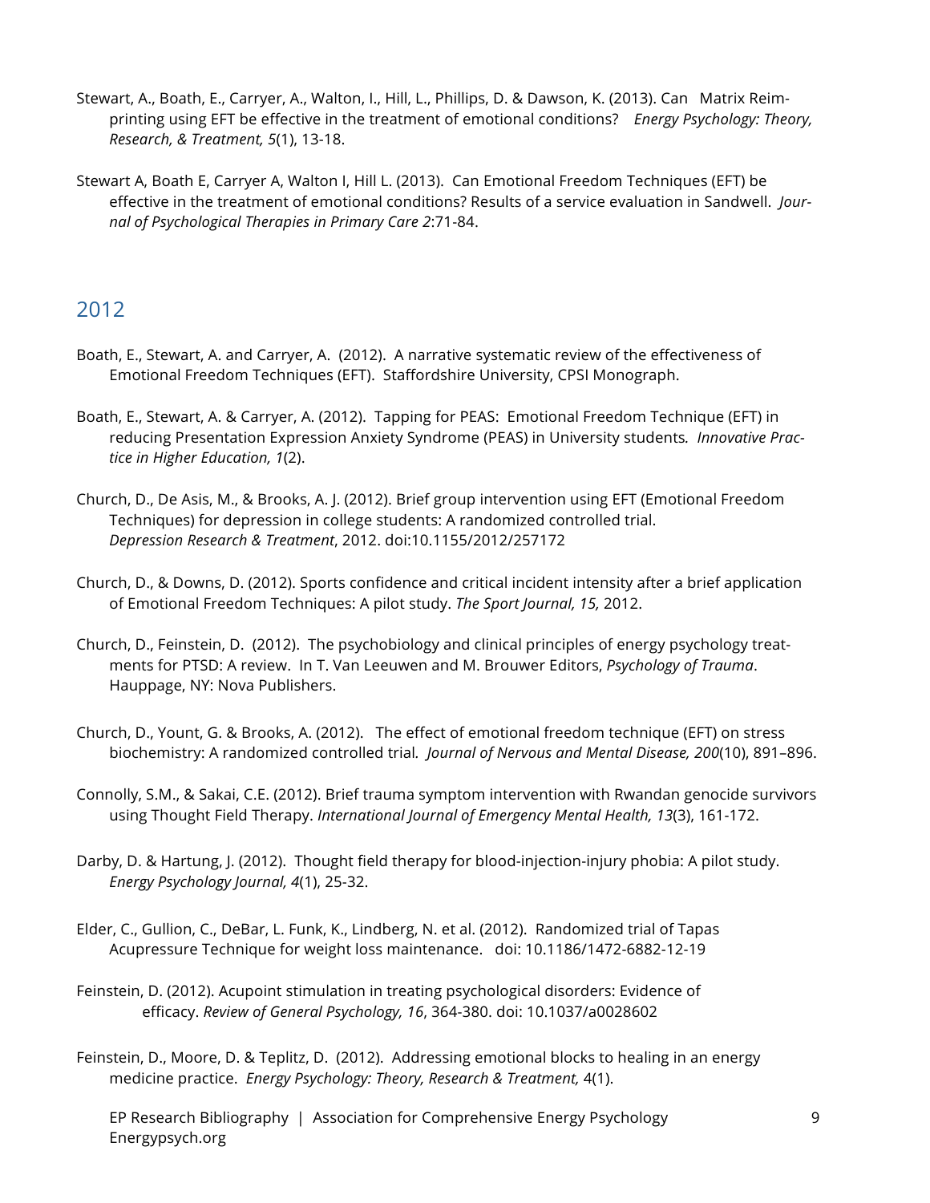Stewart, A., Boath, E., Carryer, A., Walton, I., Hill, L., Phillips, D. & Dawson, K. (2013). Can Matrix Reimprinting using EFT be effective in the treatment of emotional conditions? *Energy Psychology: Theory, Research, & Treatment, 5*(1), 13-18.

Stewart A, Boath E, Carryer A, Walton I, Hill L. (2013). Can Emotional Freedom Techniques (EFT) be effective in the treatment of emotional conditions? Results of a service evaluation in Sandwell. *Journal of Psychological Therapies in Primary Care 2*:71-84.

## 2012

Boath, E., Stewart, A. and Carryer, A. (2012). A narrative systematic review of the effectiveness of Emotional Freedom Techniques (EFT). Staffordshire University, CPSI Monograph.

Boath, E., Stewart, A. & Carryer, A. (2012). Tapping for PEAS: Emotional Freedom Technique (EFT) in reducing Presentation Expression Anxiety Syndrome (PEAS) in University students*. Innovative Practice in Higher Education, 1*(2).

Church, D., De Asis, M., & Brooks, A. J. (2012). Brief group intervention using EFT (Emotional Freedom Techniques) for depression in college students: A randomized controlled trial. *Depression Research & Treatment*, 2012. doi:10.1155/2012/257172

Church, D., & Downs, D. (2012). Sports confidence and critical incident intensity after a brief application of Emotional Freedom Techniques: A pilot study. *The Sport Journal, 15,* 2012.

Church, D., Feinstein, D. (2012). The psychobiology and clinical principles of energy psychology treatments for PTSD: A review. In T. Van Leeuwen and M. Brouwer Editors, *Psychology of Trauma*. Hauppage, NY: Nova Publishers.

Church, D., Yount, G. & Brooks, A. (2012). The effect of emotional freedom technique (EFT) on stress biochemistry: A randomized controlled trial*. Journal of Nervous and Mental Disease, 200*(10), 891–896.

Connolly, S.M., & Sakai, C.E. (2012). Brief trauma symptom intervention with Rwandan genocide survivors using Thought Field Therapy. *International Journal of Emergency Mental Health, 13*(3), 161-172.

Darby, D. & Hartung, J. (2012). Thought field therapy for blood-injection-injury phobia: A pilot study. *Energy Psychology Journal, 4*(1), 25-32.

Elder, C., Gullion, C., DeBar, L. Funk, K., Lindberg, N. et al. (2012). Randomized trial of Tapas Acupressure Technique for weight loss maintenance. doi: 10.1186/1472-6882-12-19

Feinstein, D. (2012). Acupoint stimulation in treating psychological disorders: Evidence of efficacy. *Review of General Psychology, 16*, 364-380. doi: 10.1037/a0028602

Feinstein, D., Moore, D. & Teplitz, D. (2012). Addressing emotional blocks to healing in an energy medicine practice. *Energy Psychology: Theory, Research & Treatment,* 4(1).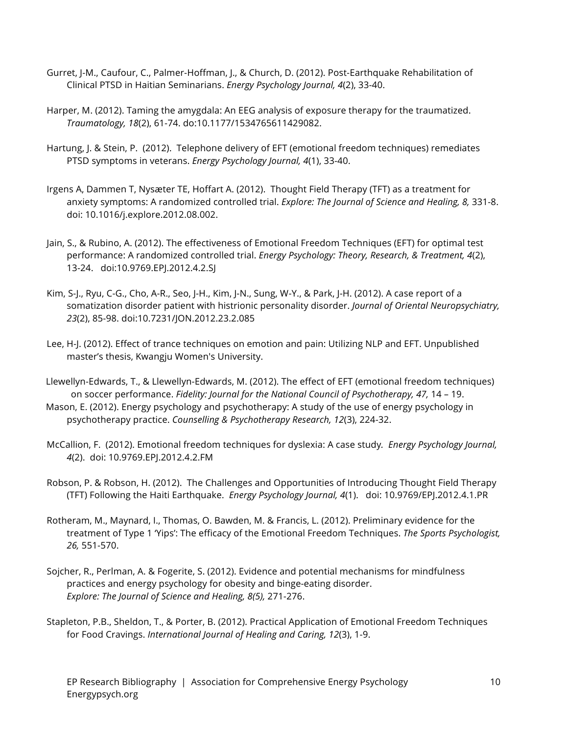Gurret, J-M., Caufour, C., Palmer-Hoffman, J., & Church, D. (2012). Post-Earthquake Rehabilitation of Clinical PTSD in Haitian Seminarians. *Energy Psychology Journal, 4*(2), 33-40.

Harper, M. (2012). Taming the amygdala: An EEG analysis of exposure therapy for the traumatized. *Traumatology, 18*(2), 61-74. do:10.1177/1534765611429082.

Hartung, J. & Stein, P. (2012). Telephone delivery of EFT (emotional freedom techniques) remediates PTSD symptoms in veterans. *Energy Psychology Journal, 4*(1), 33-40.

Irgens A, Dammen T, Nysæter TE, Hoffart A. (2012). Thought Field Therapy (TFT) as a treatment for anxiety symptoms: A randomized controlled trial. *Explore: The Journal of Science and Healing, 8,* 331-8. doi: 10.1016/j.explore.2012.08.002.

Jain, S., & Rubino, A. (2012). The effectiveness of Emotional Freedom Techniques (EFT) for optimal test performance: A randomized controlled trial. *Energy Psychology: Theory, Research, & Treatment, 4*(2), 13-24. doi:10.9769.EPJ.2012.4.2.SJ

Kim, S-J., Ryu, C-G., Cho, A-R., Seo, J-H., Kim, J-N., Sung, W-Y., & Park, J-H. (2012). A case report of a somatization disorder patient with histrionic personality disorder. *Journal of Oriental Neuropsychiatry, 23*(2), 85-98. doi:10.7231/JON.2012.23.2.085

Lee, H-J. (2012). Effect of trance techniques on emotion and pain: Utilizing NLP and EFT. Unpublished master's thesis, Kwangju Women's University.

Llewellyn-Edwards, T., & Llewellyn-Edwards, M. (2012). The effect of EFT (emotional freedom techniques) on soccer performance. *Fidelity: Journal for the National Council of Psychotherapy, 47,* 14 – 19.

Mason, E. (2012). Energy psychology and psychotherapy: A study of the use of energy psychology in psychotherapy practice. *Counselling & Psychotherapy Research, 12*(3), 224-32.

McCallion, F. (2012). Emotional freedom techniques for dyslexia: A case study. *Energy Psychology Journal, 4*(2). doi: 10.9769.EPJ.2012.4.2.FM

Robson, P. & Robson, H. (2012). The Challenges and Opportunities of Introducing Thought Field Therapy (TFT) Following the Haiti Earthquake. *Energy Psychology Journal, 4*(1). doi: 10.9769/EPJ.2012.4.1.PR

Rotheram, M., Maynard, I., Thomas, O. Bawden, M. & Francis, L. (2012). Preliminary evidence for the treatment of Type 1 'Yips': The efficacy of the Emotional Freedom Techniques. *The Sports Psychologist, 26,* 551-570.

Sojcher, R., Perlman, A. & Fogerite, S. (2012). Evidence and potential mechanisms for mindfulness practices and energy psychology for obesity and binge-eating disorder. *Explore: The Journal of Science and Healing, 8(5),* 271-276.

Stapleton, P.B., Sheldon, T., & Porter, B. (2012). Practical Application of Emotional Freedom Techniques for Food Cravings. *International Journal of Healing and Caring, 12*(3), 1-9.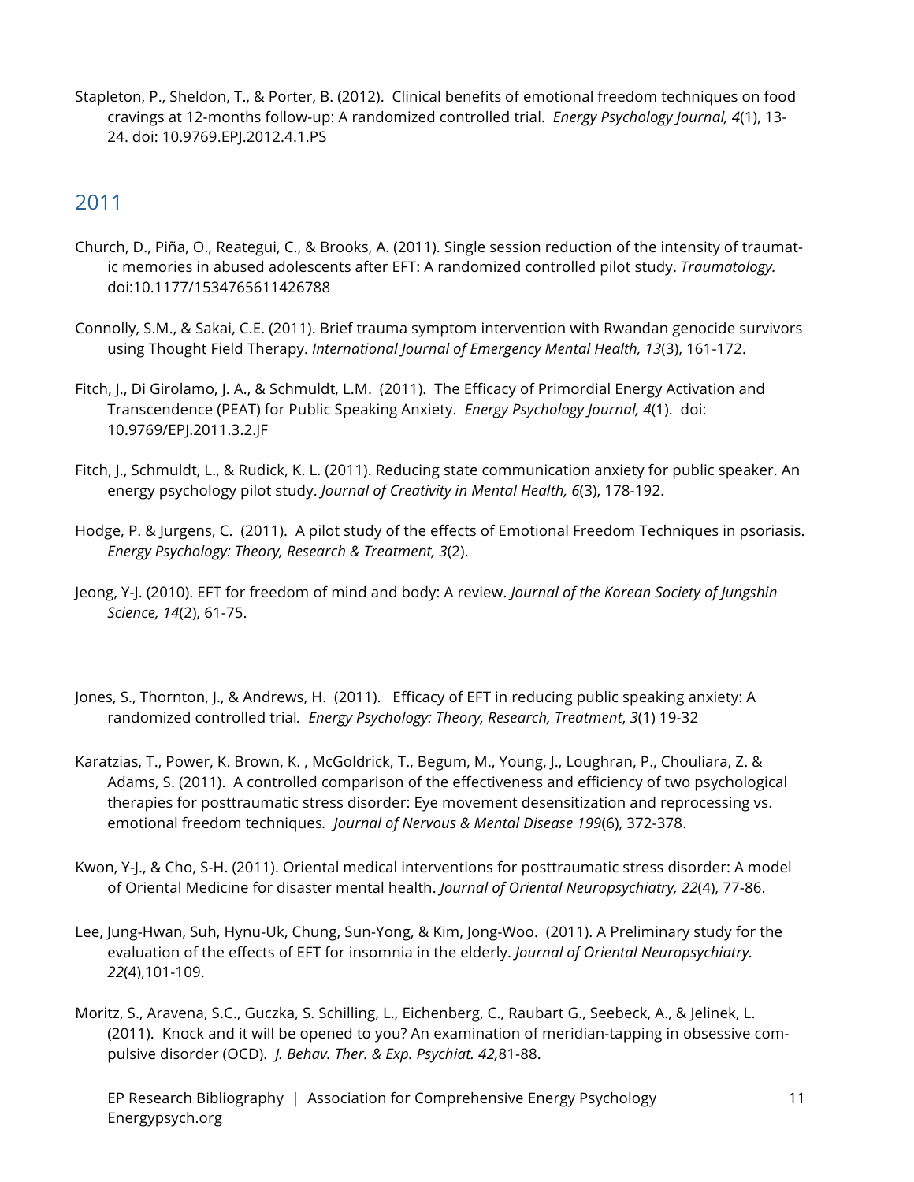Stapleton, P., Sheldon, T., & Porter, B. (2012). Clinical benefits of emotional freedom techniques on food cravings at 12-months follow-up: A randomized controlled trial. *Energy Psychology Journal, 4*(1), 13-24. doi: 10.9769.EPJ.2012.4.1.PS

## 2011

Church, D., Piña, O., Reategui, C., & Brooks, A. (2011). Single session reduction of the intensity of traumatic memories in abused adolescents after EFT: A randomized controlled pilot study. *Traumatology.* doi:10.1177/1534765611426788

Connolly, S.M., & Sakai, C.E. (2011). Brief trauma symptom intervention with Rwandan genocide survivors using Thought Field Therapy. *International Journal of Emergency Mental Health, 13*(3), 161-172.

Fitch, J., Di Girolamo, J. A., & Schmuldt, L.M. (2011). The Efficacy of Primordial Energy Activation and Transcendence (PEAT) for Public Speaking Anxiety. *Energy Psychology Journal, 4*(1). doi: 10.9769/EPJ.2011.3.2.JF

Fitch, J., Schmuldt, L., & Rudick, K. L. (2011). Reducing state communication anxiety for public speaker. An energy psychology pilot study. *Journal of Creativity in Mental Health, 6*(3), 178-192.

Hodge, P. & Jurgens, C. (2011). A pilot study of the effects of Emotional Freedom Techniques in psoriasis. *Energy Psychology: Theory, Research & Treatment, 3*(2).

Jeong, Y-J. (2010). EFT for freedom of mind and body: A review. *Journal of the Korean Society of Jungshin Science, 14*(2), 61-75.

Jones, S., Thornton, J., & Andrews, H. (2011). Efficacy of EFT in reducing public speaking anxiety: A randomized controlled trial*. Energy Psychology: Theory, Research, Treatment*, *3*(1) 19-32

Karatzias, T., Power, K. Brown, K. , McGoldrick, T., Begum, M., Young, J., Loughran, P., Chouliara, Z. & Adams, S. (2011). A controlled comparison of the effectiveness and efficiency of two psychological therapies for posttraumatic stress disorder: Eye movement desensitization and reprocessing vs. emotional freedom techniques*. Journal of Nervous & Mental Disease 199*(6), 372-378.

Kwon, Y-J., & Cho, S-H. (2011). Oriental medical interventions for posttraumatic stress disorder: A model of Oriental Medicine for disaster mental health. *Journal of Oriental Neuropsychiatry, 22*(4), 77-86.

Lee, Jung-Hwan, Suh, Hynu-Uk, Chung, Sun-Yong, & Kim, Jong-Woo. (2011). A Preliminary study for the evaluation of the effects of EFT for insomnia in the elderly. *Journal of Oriental Neuropsychiatry. 22*(4),101-109.

Moritz, S., Aravena, S.C., Guczka, S. Schilling, L., Eichenberg, C., Raubart G., Seebeck, A., & Jelinek, L. (2011). Knock and it will be opened to you? An examination of meridian-tapping in obsessive compulsive disorder (OCD)*. J. Behav. Ther. & Exp. Psychiat. 42,*81-88.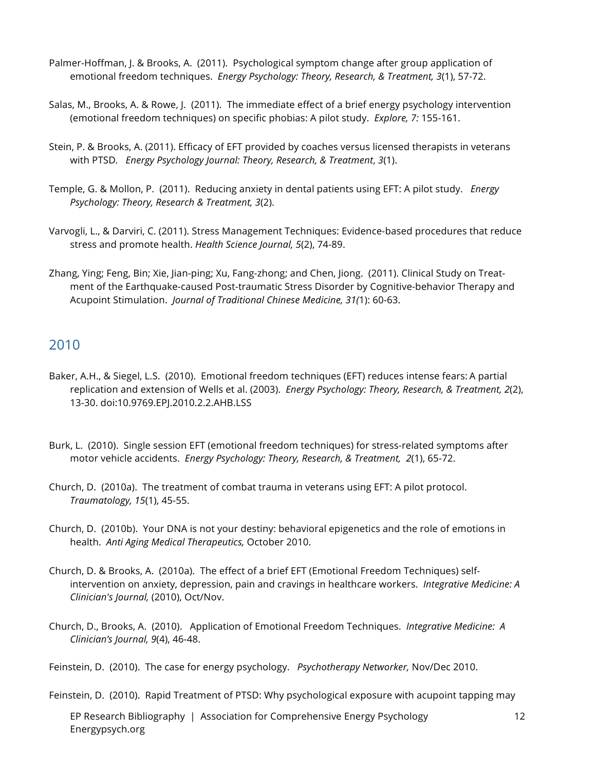Palmer-Hoffman, J. & Brooks, A. (2011). Psychological symptom change after group application of emotional freedom techniques. *Energy Psychology: Theory, Research, & Treatment, 3*(1), 57-72.

Salas, M., Brooks, A. & Rowe, J. (2011). The immediate effect of a brief energy psychology intervention (emotional freedom techniques) on specific phobias: A pilot study. *Explore, 7:* 155-161.

Stein, P. & Brooks, A. (2011). Efficacy of EFT provided by coaches versus licensed therapists in veterans with PTSD. *Energy Psychology Journal: Theory, Research, & Treatment*, *3*(1).

Temple, G. & Mollon, P. (2011). Reducing anxiety in dental patients using EFT: A pilot study. *Energy Psychology: Theory, Research & Treatment, 3*(2).

Varvogli, L., & Darviri, C. (2011). Stress Management Techniques: Evidence-based procedures that reduce stress and promote health. *Health Science Journal, 5*(2), 74-89.

Zhang, Ying; Feng, Bin; Xie, Jian-ping; Xu, Fang-zhong; and Chen, Jiong. (2011). Clinical Study on Treatment of the Earthquake-caused Post-traumatic Stress Disorder by Cognitive-behavior Therapy and Acupoint Stimulation. *Journal of Traditional Chinese Medicine, 31(*1): 60-63.

## 2010

Baker, A.H., & Siegel, L.S. (2010). Emotional freedom techniques (EFT) reduces intense fears: A partial replication and extension of Wells et al. (2003). *Energy Psychology: Theory, Research, & Treatment, 2*(2), 13-30. doi:10.9769.EPJ.2010.2.2.AHB.LSS

Burk, L. (2010). Single session EFT (emotional freedom techniques) for stress-related symptoms after motor vehicle accidents. *Energy Psychology: Theory, Research, & Treatment, 2*(1), 65-72.

Church, D. (2010a). The treatment of combat trauma in veterans using EFT: A pilot protocol. *Traumatology, 15*(1), 45-55.

Church, D. (2010b). Your DNA is not your destiny: behavioral epigenetics and the role of emotions in health. *Anti Aging Medical Therapeutics,* October 2010.

Church, D. & Brooks, A. (2010a). The effect of a brief EFT (Emotional Freedom Techniques) self-intervention on anxiety, depression, pain and cravings in healthcare workers. *Integrative Medicine: A Clinician's Journal,* (2010), Oct/Nov.

Church, D., Brooks, A. (2010). Application of Emotional Freedom Techniques. *Integrative Medicine: A Clinician's Journal, 9*(4), 46-48.

Feinstein, D. (2010). The case for energy psychology. *Psychotherapy Networker,* Nov/Dec 2010.

Feinstein, D. (2010). Rapid Treatment of PTSD: Why psychological exposure with acupoint tapping may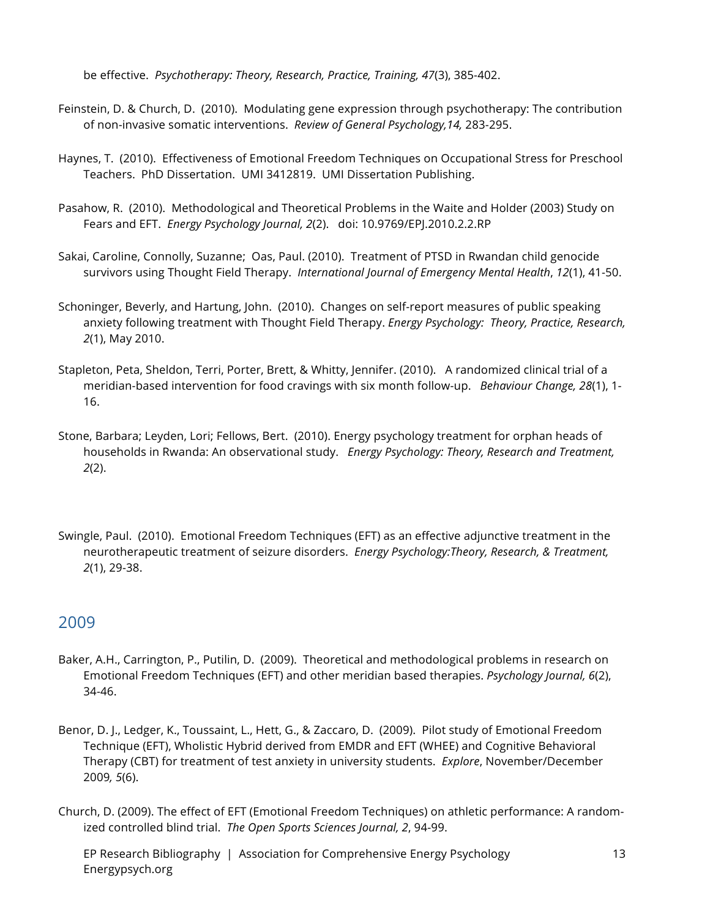be effective. *Psychotherapy: Theory, Research, Practice, Training, 47*(3), 385-402.

Feinstein, D. & Church, D. (2010). Modulating gene expression through psychotherapy: The contribution of non-invasive somatic interventions. *Review of General Psychology,14,* 283-295.

Haynes, T. (2010). Effectiveness of Emotional Freedom Techniques on Occupational Stress for Preschool Teachers. PhD Dissertation. UMI 3412819. UMI Dissertation Publishing.

Pasahow, R. (2010). Methodological and Theoretical Problems in the Waite and Holder (2003) Study on Fears and EFT. *Energy Psychology Journal, 2*(2). doi: 10.9769/EPJ.2010.2.2.RP

Sakai, Caroline, Connolly, Suzanne; Oas, Paul. (2010). Treatment of PTSD in Rwandan child genocide survivors using Thought Field Therapy. *International Journal of Emergency Mental Health*, *12*(1), 41-50.

Schoninger, Beverly, and Hartung, John. (2010). Changes on self-report measures of public speaking anxiety following treatment with Thought Field Therapy. *Energy Psychology: Theory, Practice, Research, 2*(1), May 2010.

Stapleton, Peta, Sheldon, Terri, Porter, Brett, & Whitty, Jennifer. (2010). A randomized clinical trial of a meridian-based intervention for food cravings with six month follow-up. *Behaviour Change, 28*(1), 1-16.

Stone, Barbara; Leyden, Lori; Fellows, Bert. (2010). Energy psychology treatment for orphan heads of households in Rwanda: An observational study. *Energy Psychology: Theory, Research and Treatment, 2*(2).

Swingle, Paul. (2010). Emotional Freedom Techniques (EFT) as an effective adjunctive treatment in the neurotherapeutic treatment of seizure disorders. *Energy Psychology:Theory, Research, & Treatment, 2*(1), 29-38.

## 2009

Baker, A.H., Carrington, P., Putilin, D. (2009). Theoretical and methodological problems in research on Emotional Freedom Techniques (EFT) and other meridian based therapies. *Psychology Journal, 6*(2), 34-46.

Benor, D. J., Ledger, K., Toussaint, L., Hett, G., & Zaccaro, D. (2009). Pilot study of Emotional Freedom Technique (EFT), Wholistic Hybrid derived from EMDR and EFT (WHEE) and Cognitive Behavioral Therapy (CBT) for treatment of test anxiety in university students. *Explore*, November/December 2009*, 5*(6).

Church, D. (2009). The effect of EFT (Emotional Freedom Techniques) on athletic performance: A randomized controlled blind trial. *The Open Sports Sciences Journal, 2*, 94-99.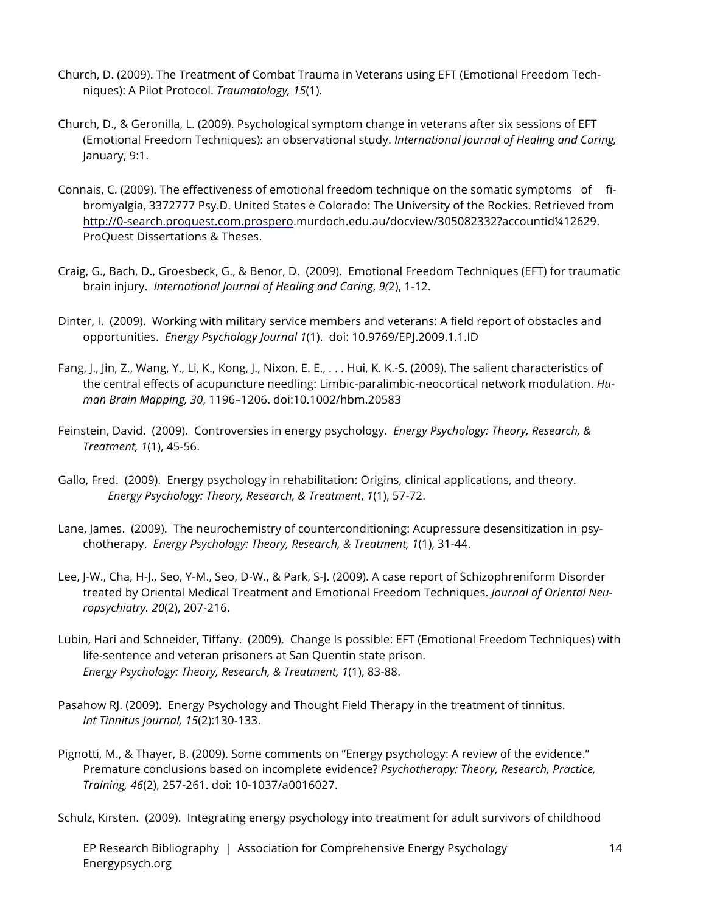Church, D. (2009). The Treatment of Combat Trauma in Veterans using EFT (Emotional Freedom Techniques): A Pilot Protocol. *Traumatology, 15*(1).

Church, D., & Geronilla, L. (2009). Psychological symptom change in veterans after six sessions of EFT (Emotional Freedom Techniques): an observational study. *International Journal of Healing and Caring,* January, 9:1.

Connais, C. (2009). The effectiveness of emotional freedom technique on the somatic symptoms of fibromyalgia, 3372777 Psy.D. United States e Colorado: The University of the Rockies. Retrieved from http://0-search.proquest.com.prospero.murdoch.edu.au/docview/305082332?accountid¼12629. ProQuest Dissertations & Theses.

Craig, G., Bach, D., Groesbeck, G., & Benor, D. (2009). Emotional Freedom Techniques (EFT) for traumatic brain injury. *International Journal of Healing and Caring*, *9(*2), 1-12.

Dinter, I. (2009). Working with military service members and veterans: A field report of obstacles and opportunities. *Energy Psychology Journal 1*(1). doi: 10.9769/EPJ.2009.1.1.ID

Fang, J., Jin, Z., Wang, Y., Li, K., Kong, J., Nixon, E. E., . . . Hui, K. K.-S. (2009). The salient characteristics of the central effects of acupuncture needling: Limbic-paralimbic-neocortical network modulation. *Human Brain Mapping, 30*, 1196–1206. doi:10.1002/hbm.20583

Feinstein, David. (2009). Controversies in energy psychology. *Energy Psychology: Theory, Research, & Treatment, 1*(1), 45-56.

Gallo, Fred. (2009). Energy psychology in rehabilitation: Origins, clinical applications, and theory. *Energy Psychology: Theory, Research, & Treatment*, *1*(1), 57-72.

Lane, James. (2009). The neurochemistry of counterconditioning: Acupressure desensitization in psychotherapy. *Energy Psychology: Theory, Research, & Treatment, 1*(1), 31-44.

Lee, J-W., Cha, H-J., Seo, Y-M., Seo, D-W., & Park, S-J. (2009). A case report of Schizophreniform Disorder treated by Oriental Medical Treatment and Emotional Freedom Techniques. *Journal of Oriental Neuropsychiatry. 20*(2), 207-216.

Lubin, Hari and Schneider, Tiffany. (2009). Change Is possible: EFT (Emotional Freedom Techniques) with life-sentence and veteran prisoners at San Quentin state prison. *Energy Psychology: Theory, Research, & Treatment, 1*(1), 83-88.

Pasahow RJ. (2009). Energy Psychology and Thought Field Therapy in the treatment of tinnitus. *Int Tinnitus Journal, 15*(2):130-133.

Pignotti, M., & Thayer, B. (2009). Some comments on "Energy psychology: A review of the evidence." Premature conclusions based on incomplete evidence? *Psychotherapy: Theory, Research, Practice, Training, 46*(2), 257-261. doi: 10-1037/a0016027.

Schulz, Kirsten. (2009). Integrating energy psychology into treatment for adult survivors of childhood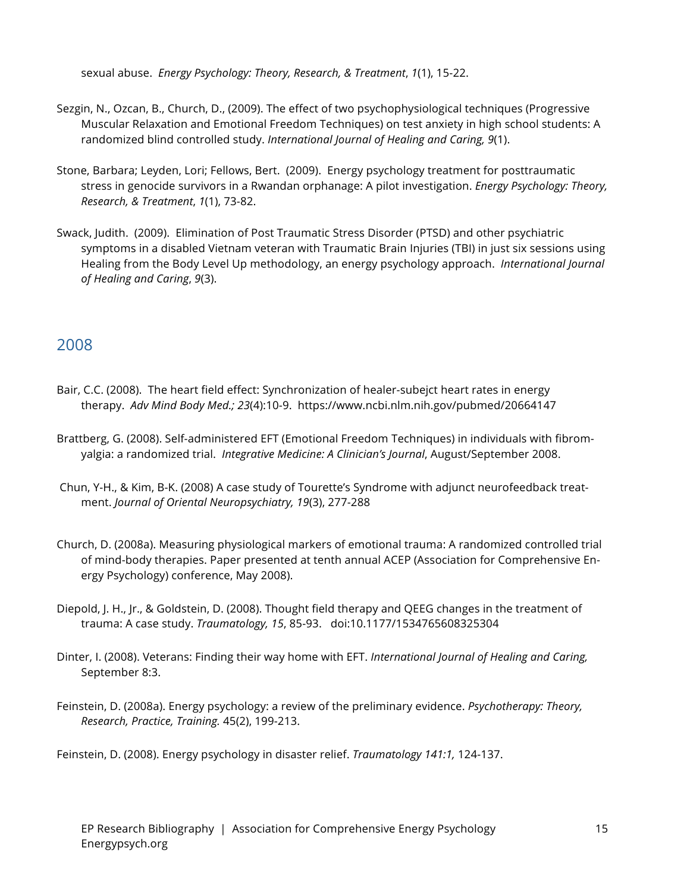sexual abuse. *Energy Psychology: Theory, Research, & Treatment*, *1*(1), 15-22.

Sezgin, N., Ozcan, B., Church, D., (2009). The effect of two psychophysiological techniques (Progressive Muscular Relaxation and Emotional Freedom Techniques) on test anxiety in high school students: A randomized blind controlled study. *International Journal of Healing and Caring, 9*(1).

Stone, Barbara; Leyden, Lori; Fellows, Bert. (2009). Energy psychology treatment for posttraumatic stress in genocide survivors in a Rwandan orphanage: A pilot investigation. *Energy Psychology: Theory, Research, & Treatment*, *1*(1), 73-82.

Swack, Judith. (2009). Elimination of Post Traumatic Stress Disorder (PTSD) and other psychiatric symptoms in a disabled Vietnam veteran with Traumatic Brain Injuries (TBI) in just six sessions using Healing from the Body Level Up methodology, an energy psychology approach. *International Journal of Healing and Caring*, *9*(3).

## 2008

Bair, C.C. (2008). The heart field effect: Synchronization of healer-subejct heart rates in energy therapy. *Adv Mind Body Med.; 23*(4):10-9. https://www.ncbi.nlm.nih.gov/pubmed/20664147

Brattberg, G. (2008). Self-administered EFT (Emotional Freedom Techniques) in individuals with fibromyalgia: a randomized trial. *Integrative Medicine: A Clinician's Journal*, August/September 2008.

Chun, Y-H., & Kim, B-K. (2008) A case study of Tourette's Syndrome with adjunct neurofeedback treatment. *Journal of Oriental Neuropsychiatry, 19*(3), 277-288

Church, D. (2008a). Measuring physiological markers of emotional trauma: A randomized controlled trial of mind-body therapies. Paper presented at tenth annual ACEP (Association for Comprehensive Energy Psychology) conference, May 2008).

Diepold, J. H., Jr., & Goldstein, D. (2008). Thought field therapy and QEEG changes in the treatment of trauma: A case study. *Traumatology, 15*, 85-93. doi:10.1177/1534765608325304

Dinter, I. (2008). Veterans: Finding their way home with EFT. *International Journal of Healing and Caring,* September 8:3.

Feinstein, D. (2008a). Energy psychology: a review of the preliminary evidence. *Psychotherapy: Theory, Research, Practice, Training.* 45(2), 199-213.

Feinstein, D. (2008). Energy psychology in disaster relief. *Traumatology 141:1,* 124-137.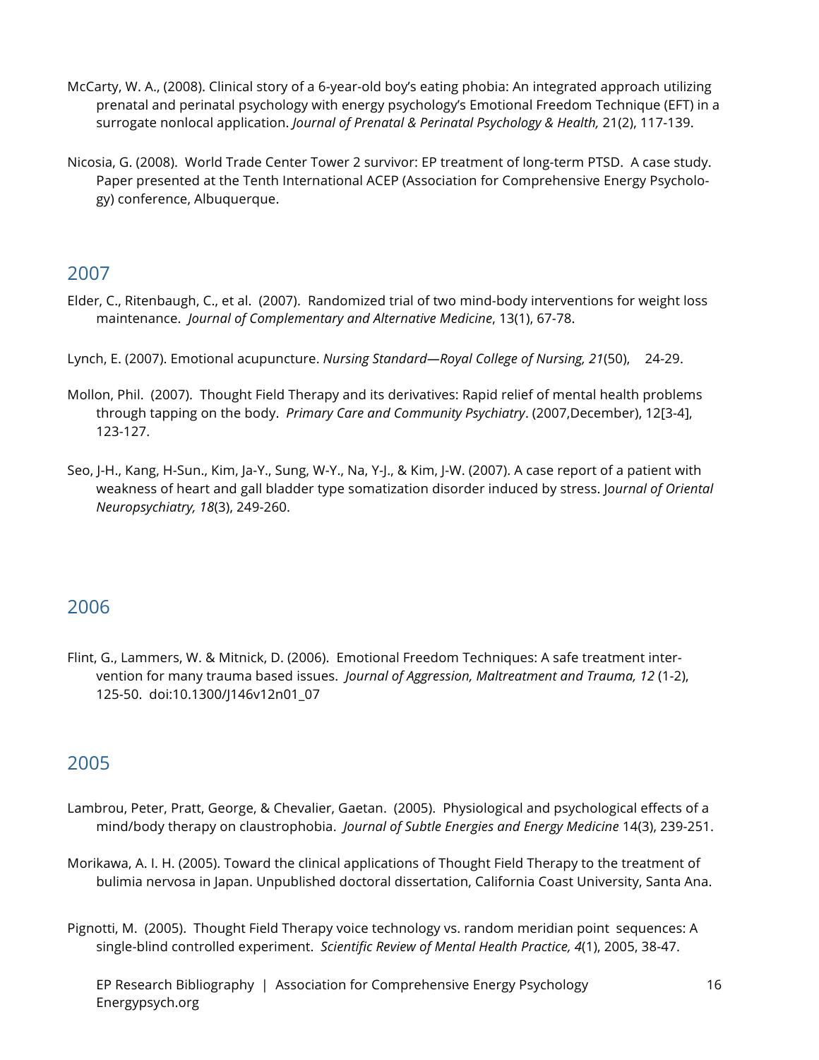McCarty, W. A., (2008). Clinical story of a 6-year-old boy's eating phobia: An integrated approach utilizing prenatal and perinatal psychology with energy psychology's Emotional Freedom Technique (EFT) in a surrogate nonlocal application. *Journal of Prenatal & Perinatal Psychology & Health,* 21(2), 117-139.

Nicosia, G. (2008). World Trade Center Tower 2 survivor: EP treatment of long-term PTSD. A case study. Paper presented at the Tenth International ACEP (Association for Comprehensive Energy Psychology) conference, Albuquerque.

## 2007

Elder, C., Ritenbaugh, C., et al. (2007). Randomized trial of two mind-body interventions for weight loss maintenance. *Journal of Complementary and Alternative Medicine*, 13(1), 67-78.

Lynch, E. (2007). Emotional acupuncture. *Nursing Standard—Royal College of Nursing, 21*(50), 24-29.

Mollon, Phil. (2007). Thought Field Therapy and its derivatives: Rapid relief of mental health problems through tapping on the body. *Primary Care and Community Psychiatry*. (2007,December), 12[3-4], 123-127.

Seo, J-H., Kang, H-Sun., Kim, Ja-Y., Sung, W-Y., Na, Y-J., & Kim, J-W. (2007). A case report of a patient with weakness of heart and gall bladder type somatization disorder induced by stress. *Journal of Oriental Neuropsychiatry, 18*(3), 249-260.

## 2006

Flint, G., Lammers, W. & Mitnick, D. (2006). Emotional Freedom Techniques: A safe treatment intervention for many trauma based issues. *Journal of Aggression, Maltreatment and Trauma, 12* (1-2), 125-50. doi:10.1300/J146v12n01_07

## 2005

Lambrou, Peter, Pratt, George, & Chevalier, Gaetan. (2005). Physiological and psychological effects of a mind/body therapy on claustrophobia. *Journal of Subtle Energies and Energy Medicine* 14(3), 239-251.

Morikawa, A. I. H. (2005). Toward the clinical applications of Thought Field Therapy to the treatment of bulimia nervosa in Japan. Unpublished doctoral dissertation, California Coast University, Santa Ana.

Pignotti, M. (2005). Thought Field Therapy voice technology vs. random meridian point sequences: A single-blind controlled experiment. *Scientific Review of Mental Health Practice, 4*(1), 2005, 38-47.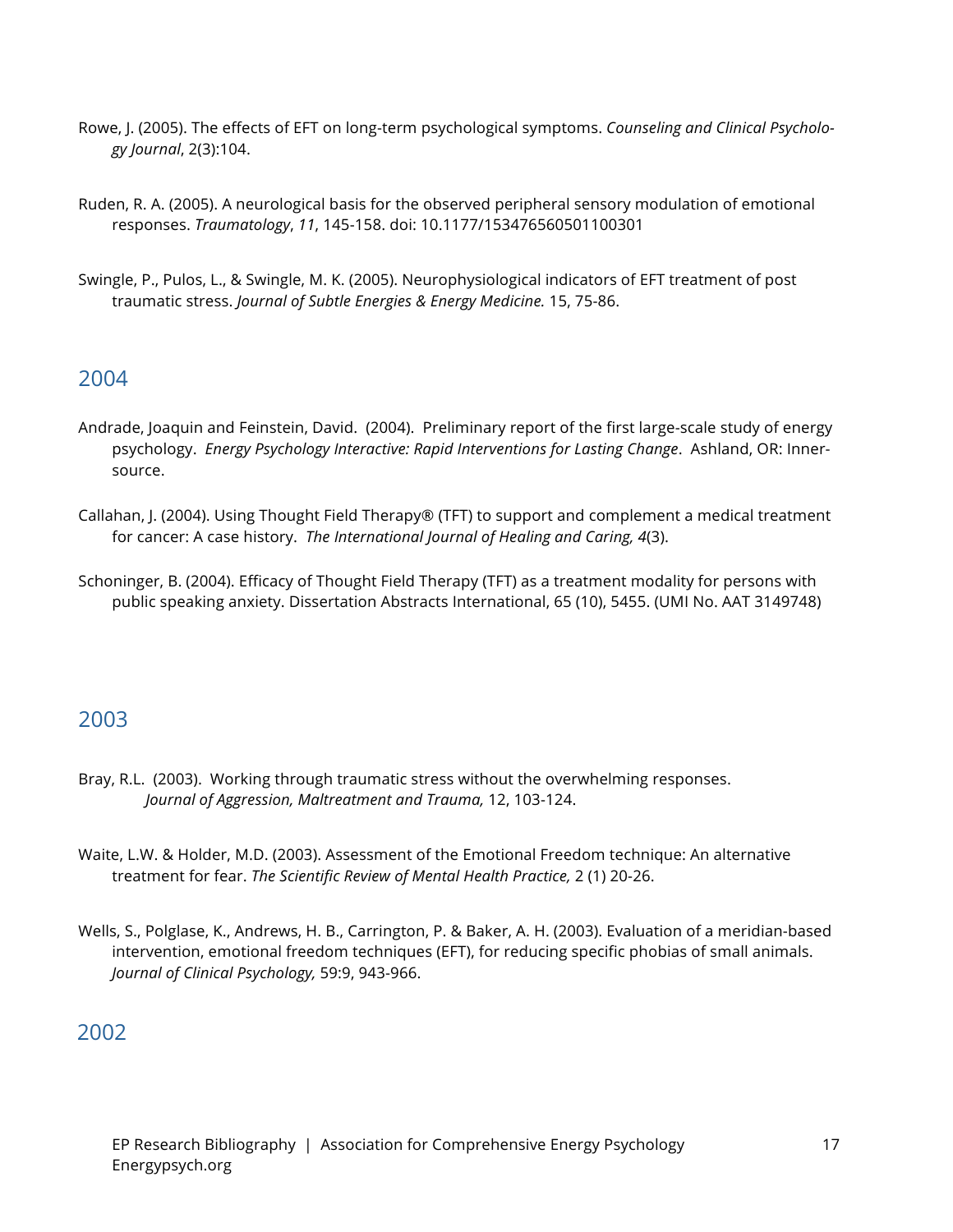Rowe, J. (2005). The effects of EFT on long-term psychological symptoms. *Counseling and Clinical Psychology Journal*, 2(3):104.

Ruden, R. A. (2005). A neurological basis for the observed peripheral sensory modulation of emotional responses. *Traumatology*, *11*, 145-158. doi: 10.1177/153476560501100301

Swingle, P., Pulos, L., & Swingle, M. K. (2005). Neurophysiological indicators of EFT treatment of post traumatic stress. *Journal of Subtle Energies & Energy Medicine.* 15, 75-86.

## 2004

Andrade, Joaquin and Feinstein, David. (2004). Preliminary report of the first large-scale study of energy psychology. *Energy Psychology Interactive: Rapid Interventions for Lasting Change*. Ashland, OR: Innersource.

Callahan, J. (2004). Using Thought Field Therapy® (TFT) to support and complement a medical treatment for cancer: A case history. *The International Journal of Healing and Caring, 4*(3).

Schoninger, B. (2004). Efficacy of Thought Field Therapy (TFT) as a treatment modality for persons with public speaking anxiety. Dissertation Abstracts International, 65 (10), 5455. (UMI No. AAT 3149748)

## 2003

Bray, R.L. (2003). Working through traumatic stress without the overwhelming responses. *Journal of Aggression, Maltreatment and Trauma,* 12, 103-124.

Waite, L.W. & Holder, M.D. (2003). Assessment of the Emotional Freedom technique: An alternative treatment for fear. *The Scientific Review of Mental Health Practice,* 2 (1) 20-26.

Wells, S., Polglase, K., Andrews, H. B., Carrington, P. & Baker, A. H. (2003). Evaluation of a meridian-based intervention, emotional freedom techniques (EFT), for reducing specific phobias of small animals. *Journal of Clinical Psychology,* 59:9, 943-966.

## 2002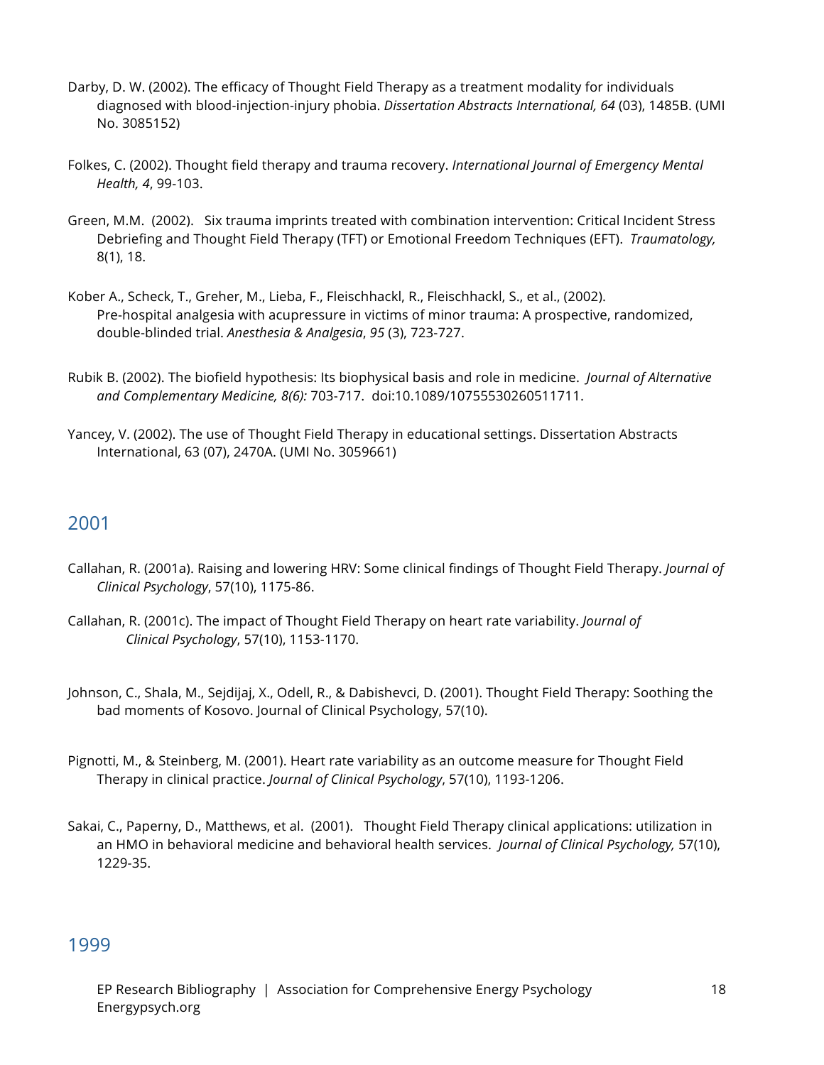Darby, D. W. (2002). The efficacy of Thought Field Therapy as a treatment modality for individuals diagnosed with blood-injection-injury phobia. *Dissertation Abstracts International, 64* (03), 1485B. (UMI No. 3085152)

Folkes, C. (2002). Thought field therapy and trauma recovery. *International Journal of Emergency Mental Health, 4*, 99-103.

Green, M.M. (2002). Six trauma imprints treated with combination intervention: Critical Incident Stress Debriefing and Thought Field Therapy (TFT) or Emotional Freedom Techniques (EFT). *Traumatology,* 8(1), 18.

Kober A., Scheck, T., Greher, M., Lieba, F., Fleischhackl, R., Fleischhackl, S., et al., (2002). Pre-hospital analgesia with acupressure in victims of minor trauma: A prospective, randomized, double-blinded trial. *Anesthesia & Analgesia*, *95* (3), 723-727.

Rubik B. (2002). The biofield hypothesis: Its biophysical basis and role in medicine. *Journal of Alternative and Complementary Medicine, 8(6):* 703-717. doi:10.1089/10755530260511711.

Yancey, V. (2002). The use of Thought Field Therapy in educational settings. Dissertation Abstracts International, 63 (07), 2470A. (UMI No. 3059661)

## 2001

Callahan, R. (2001a). Raising and lowering HRV: Some clinical findings of Thought Field Therapy. *Journal of Clinical Psychology*, 57(10), 1175-86.

Callahan, R. (2001c). The impact of Thought Field Therapy on heart rate variability. *Journal of Clinical Psychology*, 57(10), 1153-1170.

Johnson, C., Shala, M., Sejdijaj, X., Odell, R., & Dabishevci, D. (2001). Thought Field Therapy: Soothing the bad moments of Kosovo. Journal of Clinical Psychology, 57(10).

Pignotti, M., & Steinberg, M. (2001). Heart rate variability as an outcome measure for Thought Field Therapy in clinical practice. *Journal of Clinical Psychology*, 57(10), 1193-1206.

Sakai, C., Paperny, D., Matthews, et al. (2001). Thought Field Therapy clinical applications: utilization in an HMO in behavioral medicine and behavioral health services. *Journal of Clinical Psychology,* 57(10), 1229-35.

## 1999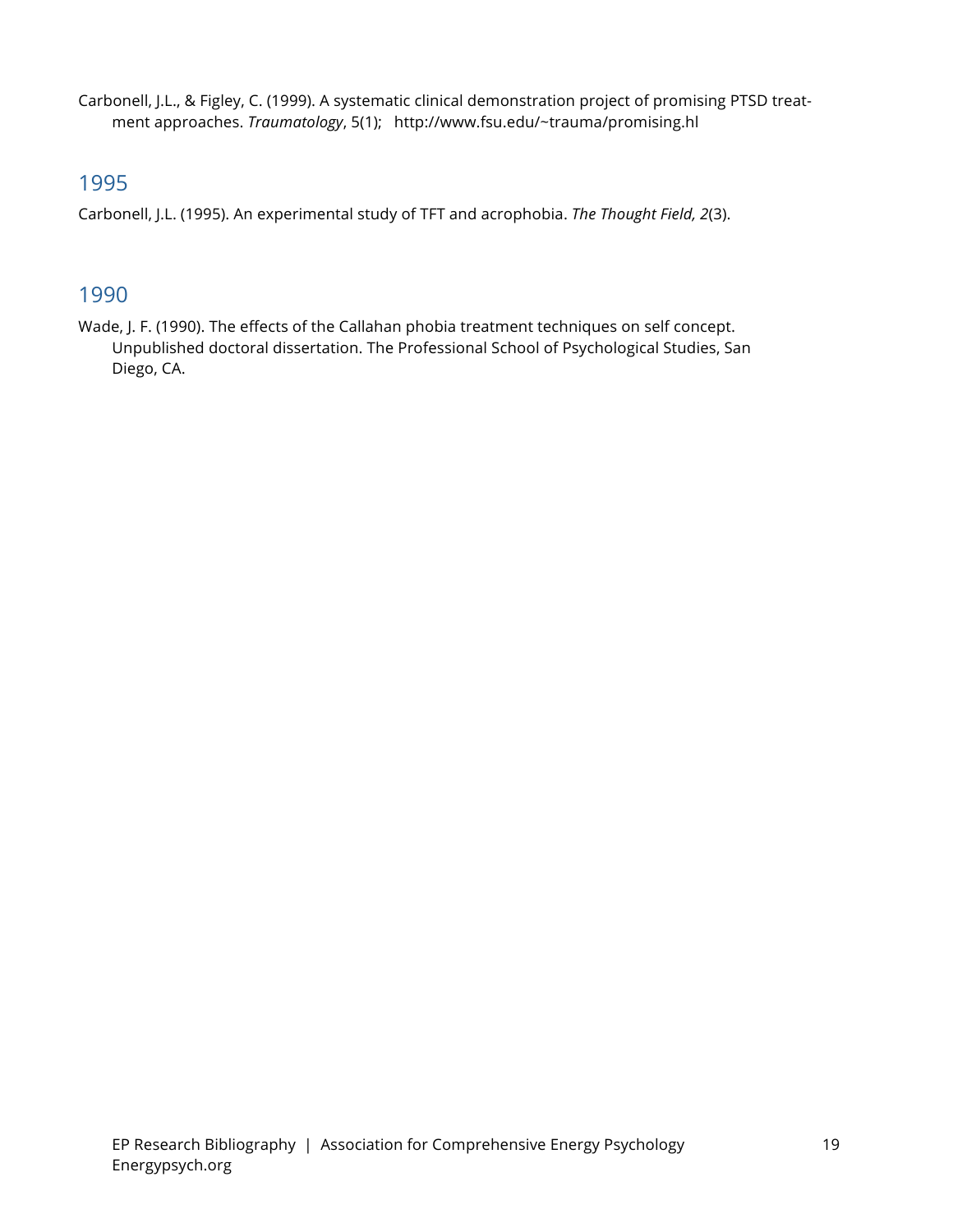Carbonell, J.L., & Figley, C. (1999). A systematic clinical demonstration project of promising PTSD treatment approaches. *Traumatology*, 5(1); http://www.fsu.edu/~trauma/promising.hl

## 1995

Carbonell, J.L. (1995). An experimental study of TFT and acrophobia. *The Thought Field, 2*(3).

## 1990

Wade, J. F. (1990). The effects of the Callahan phobia treatment techniques on self concept. Unpublished doctoral dissertation. The Professional School of Psychological Studies, San Diego, CA.